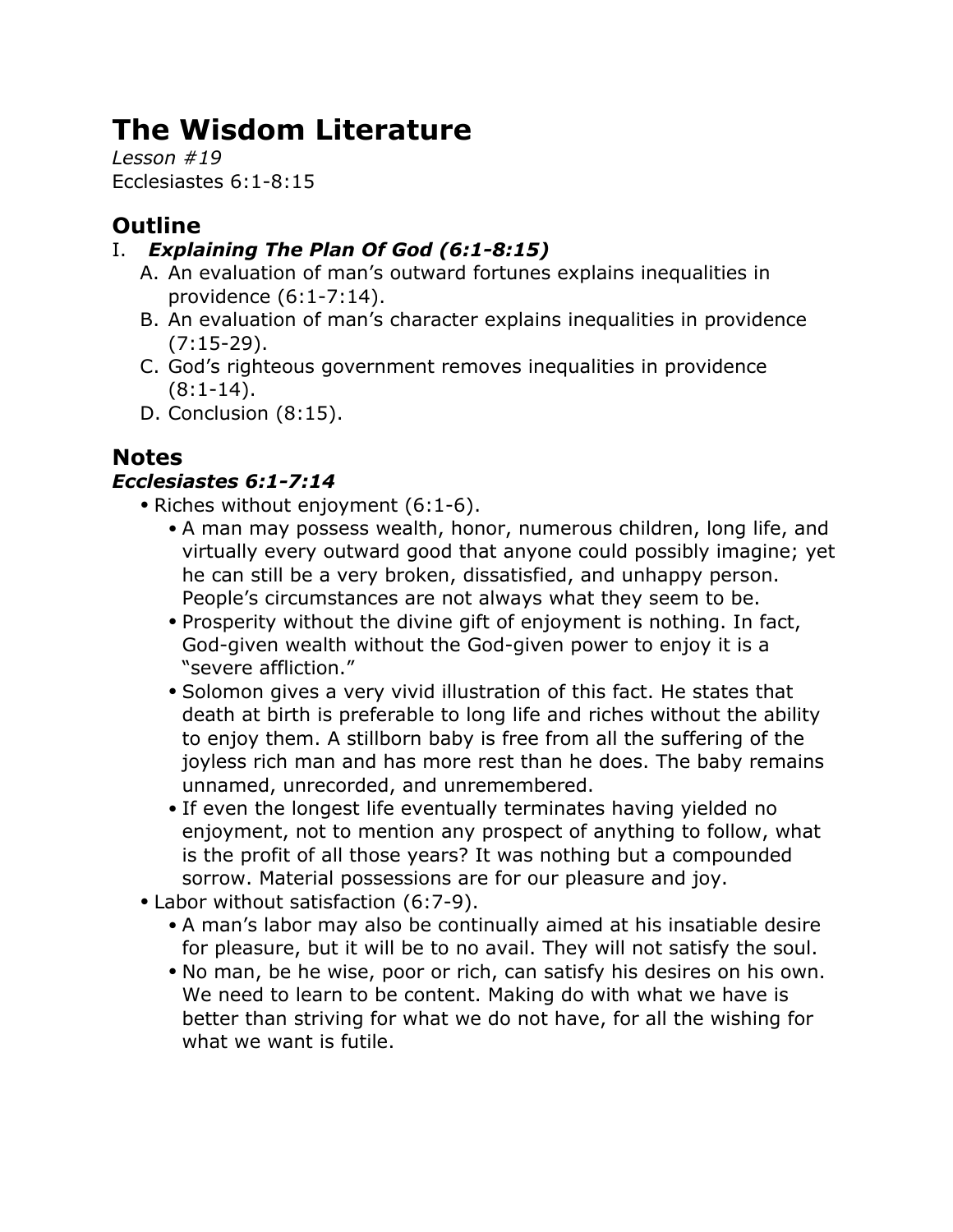# The Wisdom Literature

*Lesson #19*
Ecclesiastes 6:1-8:15

## Outline

I. ***Explaining The Plan Of God (6:1-8:15)***
   A. An evaluation of man's outward fortunes explains inequalities in providence (6:1-7:14).
   B. An evaluation of man's character explains inequalities in providence (7:15-29).
   C. God's righteous government removes inequalities in providence (8:1-14).
   D. Conclusion (8:15).

## Notes

### *Ecclesiastes 6:1-7:14*

- Riches without enjoyment (6:1-6).
  - A man may possess wealth, honor, numerous children, long life, and virtually every outward good that anyone could possibly imagine; yet he can still be a very broken, dissatisfied, and unhappy person. People's circumstances are not always what they seem to be.
  - Prosperity without the divine gift of enjoyment is nothing. In fact, God-given wealth without the God-given power to enjoy it is a "severe affliction."
  - Solomon gives a very vivid illustration of this fact. He states that death at birth is preferable to long life and riches without the ability to enjoy them. A stillborn baby is free from all the suffering of the joyless rich man and has more rest than he does. The baby remains unnamed, unrecorded, and unremembered.
  - If even the longest life eventually terminates having yielded no enjoyment, not to mention any prospect of anything to follow, what is the profit of all those years? It was nothing but a compounded sorrow. Material possessions are for our pleasure and joy.
- Labor without satisfaction (6:7-9).
  - A man's labor may also be continually aimed at his insatiable desire for pleasure, but it will be to no avail. They will not satisfy the soul.
  - No man, be he wise, poor or rich, can satisfy his desires on his own. We need to learn to be content. Making do with what we have is better than striving for what we do not have, for all the wishing for what we want is futile.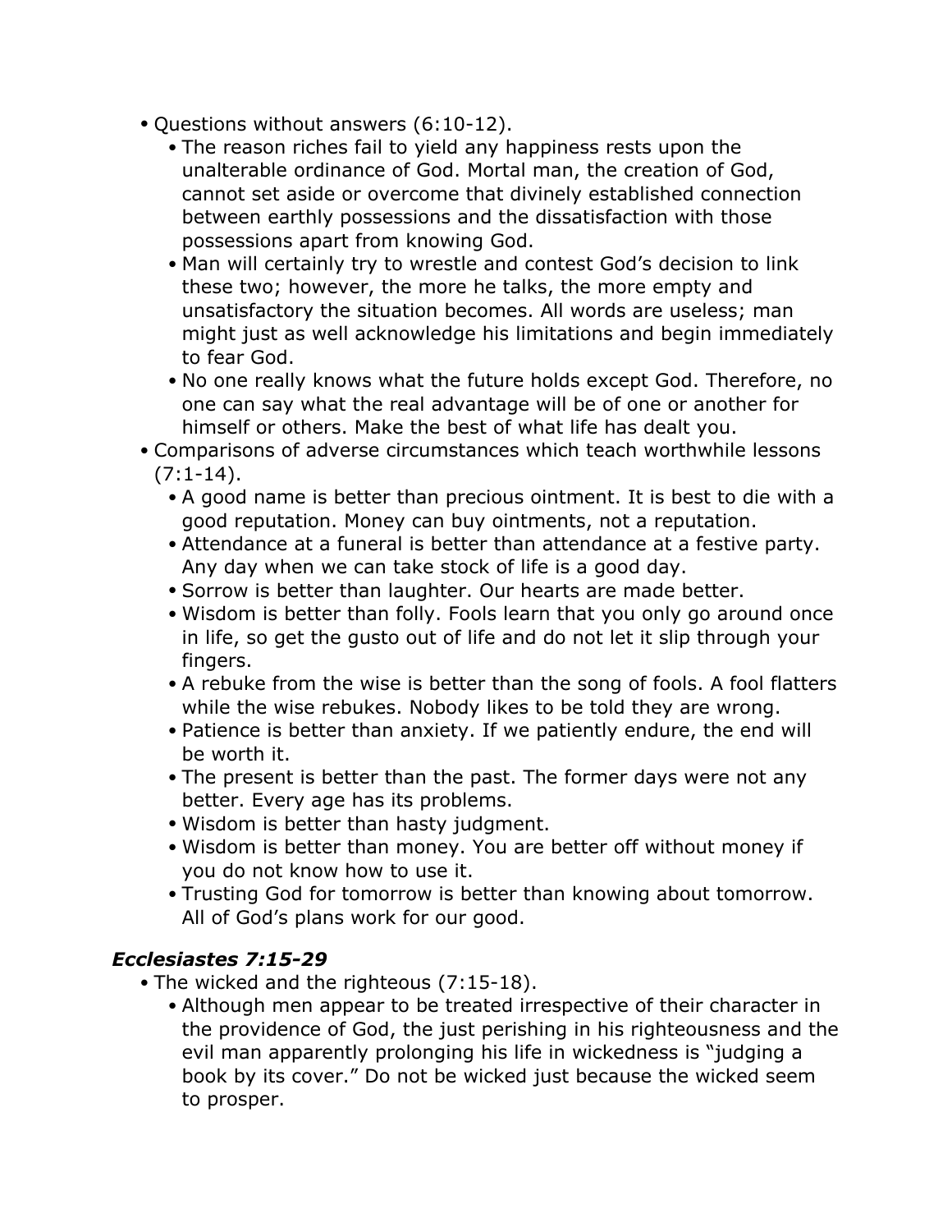- Questions without answers (6:10-12).
  - The reason riches fail to yield any happiness rests upon the unalterable ordinance of God. Mortal man, the creation of God, cannot set aside or overcome that divinely established connection between earthly possessions and the dissatisfaction with those possessions apart from knowing God.
  - Man will certainly try to wrestle and contest God's decision to link these two; however, the more he talks, the more empty and unsatisfactory the situation becomes. All words are useless; man might just as well acknowledge his limitations and begin immediately to fear God.
  - No one really knows what the future holds except God. Therefore, no one can say what the real advantage will be of one or another for himself or others. Make the best of what life has dealt you.
- Comparisons of adverse circumstances which teach worthwhile lessons (7:1-14).
  - A good name is better than precious ointment. It is best to die with a good reputation. Money can buy ointments, not a reputation.
  - Attendance at a funeral is better than attendance at a festive party. Any day when we can take stock of life is a good day.
  - Sorrow is better than laughter. Our hearts are made better.
  - Wisdom is better than folly. Fools learn that you only go around once in life, so get the gusto out of life and do not let it slip through your fingers.
  - A rebuke from the wise is better than the song of fools. A fool flatters while the wise rebukes. Nobody likes to be told they are wrong.
  - Patience is better than anxiety. If we patiently endure, the end will be worth it.
  - The present is better than the past. The former days were not any better. Every age has its problems.
  - Wisdom is better than hasty judgment.
  - Wisdom is better than money. You are better off without money if you do not know how to use it.
  - Trusting God for tomorrow is better than knowing about tomorrow. All of God's plans work for our good.

### *Ecclesiastes 7:15-29*

- The wicked and the righteous (7:15-18).
  - Although men appear to be treated irrespective of their character in the providence of God, the just perishing in his righteousness and the evil man apparently prolonging his life in wickedness is "judging a book by its cover." Do not be wicked just because the wicked seem to prosper.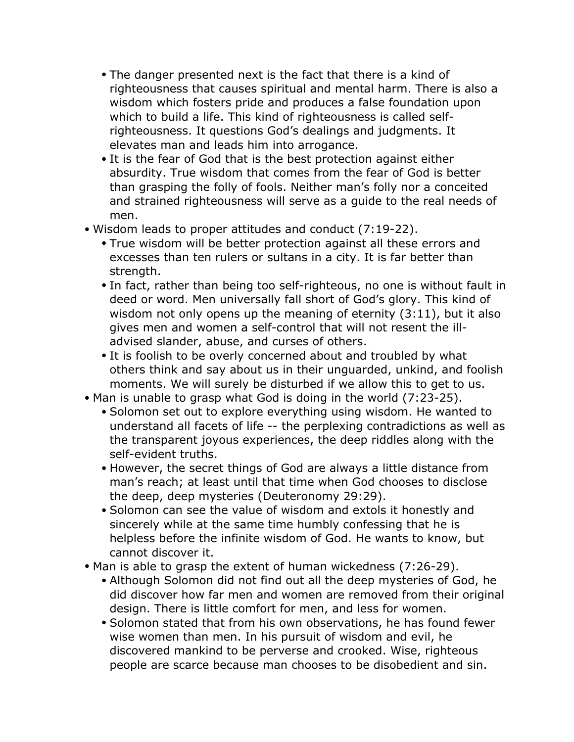- The danger presented next is the fact that there is a kind of righteousness that causes spiritual and mental harm. There is also a wisdom which fosters pride and produces a false foundation upon which to build a life. This kind of righteousness is called self-righteousness. It questions God's dealings and judgments. It elevates man and leads him into arrogance.
  - It is the fear of God that is the best protection against either absurdity. True wisdom that comes from the fear of God is better than grasping the folly of fools. Neither man's folly nor a conceited and strained righteousness will serve as a guide to the real needs of men.
- Wisdom leads to proper attitudes and conduct (7:19-22).
  - True wisdom will be better protection against all these errors and excesses than ten rulers or sultans in a city. It is far better than strength.
  - In fact, rather than being too self-righteous, no one is without fault in deed or word. Men universally fall short of God's glory. This kind of wisdom not only opens up the meaning of eternity (3:11), but it also gives men and women a self-control that will not resent the ill-advised slander, abuse, and curses of others.
  - It is foolish to be overly concerned about and troubled by what others think and say about us in their unguarded, unkind, and foolish moments. We will surely be disturbed if we allow this to get to us.
- Man is unable to grasp what God is doing in the world (7:23-25).
  - Solomon set out to explore everything using wisdom. He wanted to understand all facets of life -- the perplexing contradictions as well as the transparent joyous experiences, the deep riddles along with the self-evident truths.
  - However, the secret things of God are always a little distance from man's reach; at least until that time when God chooses to disclose the deep, deep mysteries (Deuteronomy 29:29).
  - Solomon can see the value of wisdom and extols it honestly and sincerely while at the same time humbly confessing that he is helpless before the infinite wisdom of God. He wants to know, but cannot discover it.
- Man is able to grasp the extent of human wickedness (7:26-29).
  - Although Solomon did not find out all the deep mysteries of God, he did discover how far men and women are removed from their original design. There is little comfort for men, and less for women.
  - Solomon stated that from his own observations, he has found fewer wise women than men. In his pursuit of wisdom and evil, he discovered mankind to be perverse and crooked. Wise, righteous people are scarce because man chooses to be disobedient and sin.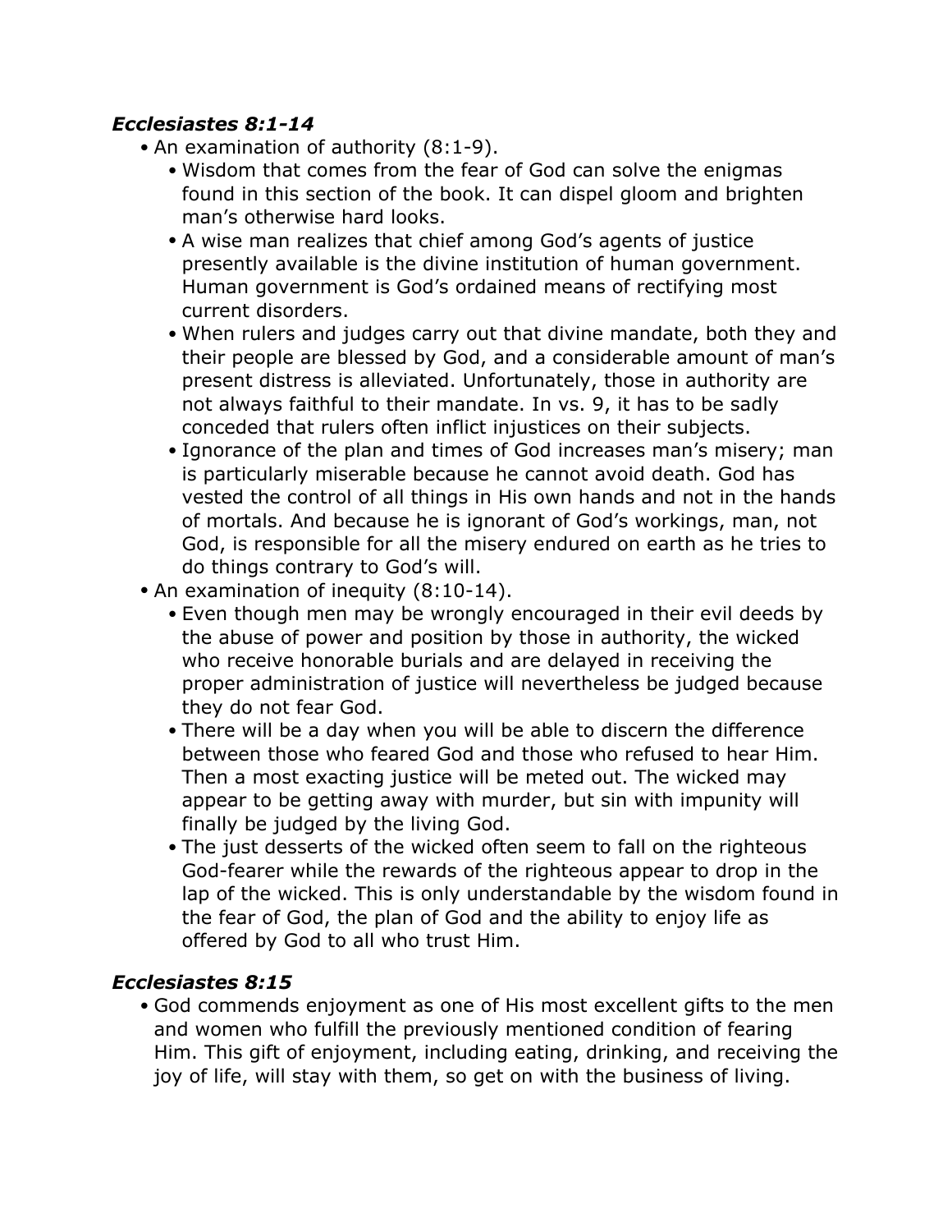### *Ecclesiastes 8:1-14*

- An examination of authority (8:1-9).
  - Wisdom that comes from the fear of God can solve the enigmas found in this section of the book. It can dispel gloom and brighten man's otherwise hard looks.
  - A wise man realizes that chief among God's agents of justice presently available is the divine institution of human government. Human government is God's ordained means of rectifying most current disorders.
  - When rulers and judges carry out that divine mandate, both they and their people are blessed by God, and a considerable amount of man's present distress is alleviated. Unfortunately, those in authority are not always faithful to their mandate. In vs. 9, it has to be sadly conceded that rulers often inflict injustices on their subjects.
  - Ignorance of the plan and times of God increases man's misery; man is particularly miserable because he cannot avoid death. God has vested the control of all things in His own hands and not in the hands of mortals. And because he is ignorant of God's workings, man, not God, is responsible for all the misery endured on earth as he tries to do things contrary to God's will.
- An examination of inequity (8:10-14).
  - Even though men may be wrongly encouraged in their evil deeds by the abuse of power and position by those in authority, the wicked who receive honorable burials and are delayed in receiving the proper administration of justice will nevertheless be judged because they do not fear God.
  - There will be a day when you will be able to discern the difference between those who feared God and those who refused to hear Him. Then a most exacting justice will be meted out. The wicked may appear to be getting away with murder, but sin with impunity will finally be judged by the living God.
  - The just desserts of the wicked often seem to fall on the righteous God-fearer while the rewards of the righteous appear to drop in the lap of the wicked. This is only understandable by the wisdom found in the fear of God, the plan of God and the ability to enjoy life as offered by God to all who trust Him.

### *Ecclesiastes 8:15*

- God commends enjoyment as one of His most excellent gifts to the men and women who fulfill the previously mentioned condition of fearing Him. This gift of enjoyment, including eating, drinking, and receiving the joy of life, will stay with them, so get on with the business of living.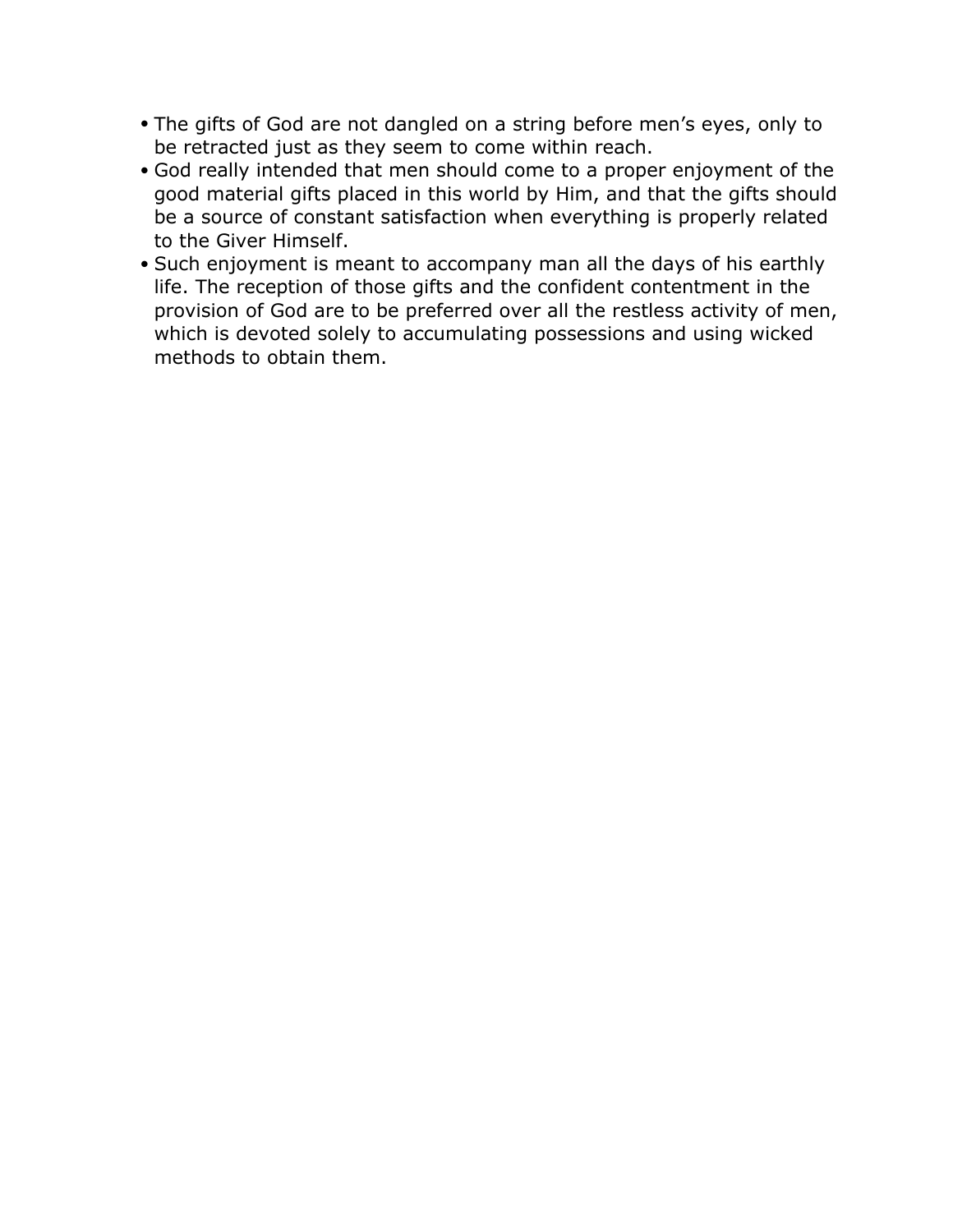- The gifts of God are not dangled on a string before men's eyes, only to be retracted just as they seem to come within reach.
- God really intended that men should come to a proper enjoyment of the good material gifts placed in this world by Him, and that the gifts should be a source of constant satisfaction when everything is properly related to the Giver Himself.
- Such enjoyment is meant to accompany man all the days of his earthly life. The reception of those gifts and the confident contentment in the provision of God are to be preferred over all the restless activity of men, which is devoted solely to accumulating possessions and using wicked methods to obtain them.